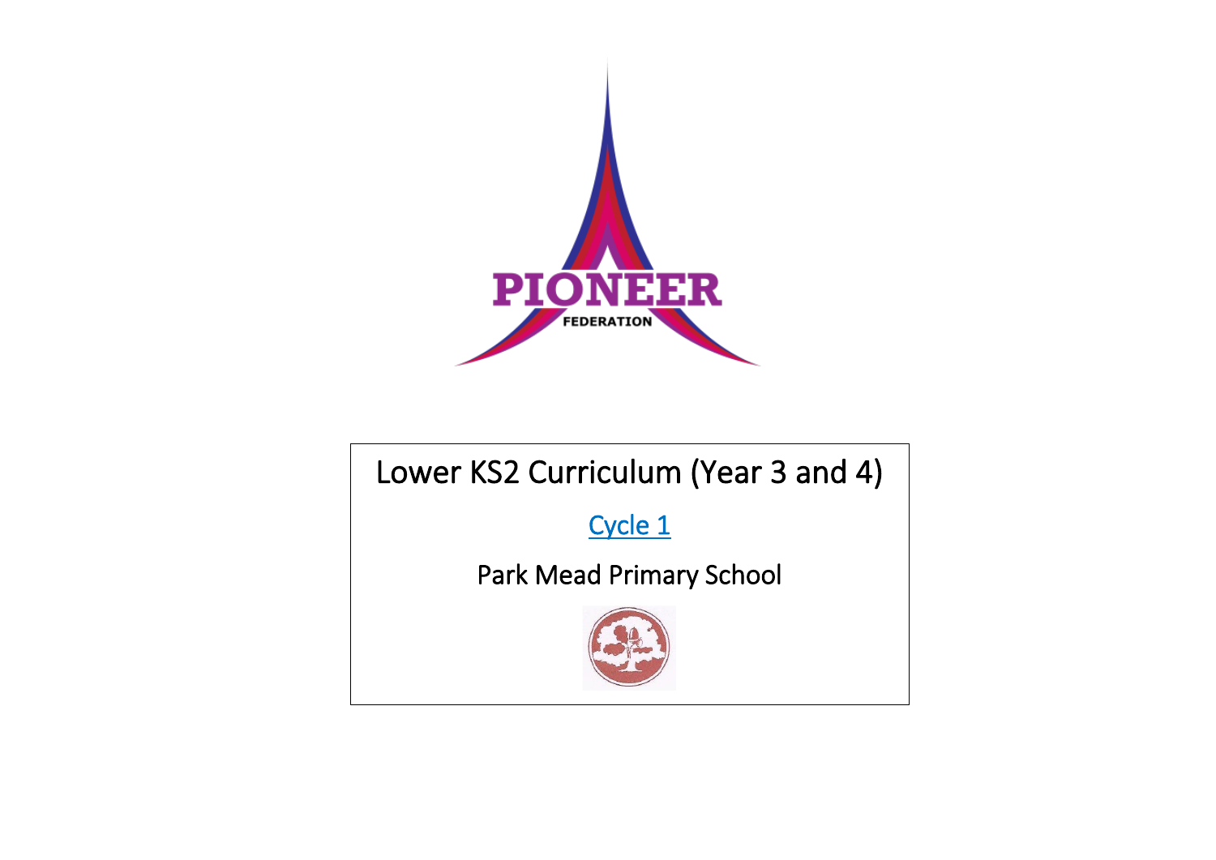PIONEER

FEDERATION

# Lower KS2 Curriculum (Year 3 and 4)

[Cycle 1]

Park Mead Primary School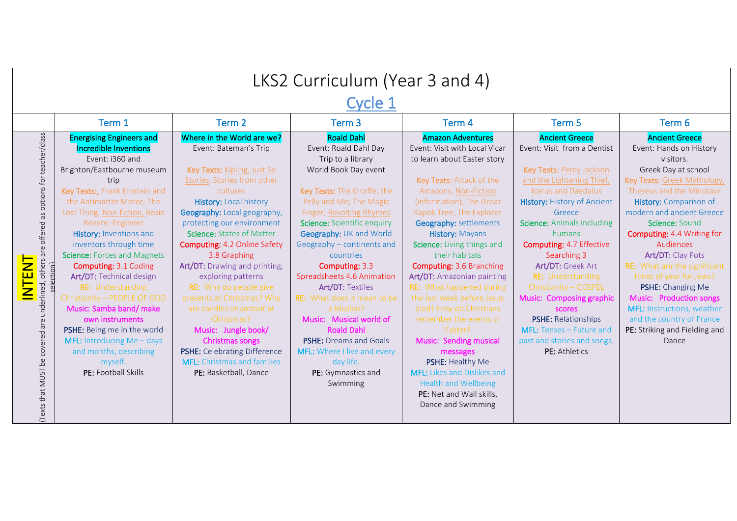# LKS2 Curriculum (Year 3 and 4)

## Cycle 1

| | Term 1 | Term 2 | Term 3 | Term 4 | Term 5 | Term 6 |
|---|---|---|---|---|---|---|
| INTENT (Texts that MUST be covered are underlined, others are offered as options for teacher/class selection) | **Energising Engineers and Incredible Inventions**<br>Event: i360 and Brighton/Eastbourne museum trip<br>**Key Texts:**, Frank Einstein and the Antimatter Motor, The Lost Thing, Non-fiction, Rosie Revere: Engineer<br>**History:** Inventions and inventors through time<br>**Science:** Forces and Magnets<br>**Computing:** 3.1 Coding<br>**Art/DT:** Technical design<br>**RE:** Understanding Christianity – PEOPLE OF GOD<br>**Music: Samba band/ make own instruments**<br>**PSHE:** Being me in the world<br>**MFL:** Introducing Me – days and months, describing myself.<br>**PE:** Football Skills | **Where in the World are we?**<br>Event: Bateman's Trip<br>**Key Texts:** Kipling, Just So Stories, Stories from other cultures<br>**History:** Local history<br>**Geography:** Local geography, protecting our environment<br>**Science:** States of Matter<br>**Computing:** 4.2 Online Safety 3.8 Graphing<br>**Art/DT:** Drawing and printing, exploring patterns<br>**RE:** Why do people give presents at Christmas? Why are candles important at Christmas?<br>**Music: Jungle book/ Christmas songs**<br>**PSHE:** Celebrating Difference<br>**MFL:** Christmas and families<br>**PE:** Basketball, Dance | **Roald Dahl**<br>Event: Roald Dahl Day<br>Trip to a library<br>World Book Day event<br>**Key Texts:** The Giraffe, the Pelly and Me; The Magic Finger, Revolting Rhymes<br>**Science:** Scientific enquiry<br>**Geography:** UK and World Geography – continents and countries<br>**Computing:** 3.3 Spreadsheets 4.6 Animation<br>**Art/DT:** Textiles<br>**RE:** What does it mean to be a Muslim?<br>**Music: Musical world of Roald Dahl**<br>**PSHE:** Dreams and Goals<br>**MFL:** Where I live and every day life.<br>**PE:** Gymnastics and Swimming | **Amazon Adventures**<br>Event: Visit with Local Vicar to learn about Easter story<br>**Key Texts:** Attack of the Amazons, Non-Fiction (information), The Great Kapok Tree, The Explorer<br>**Geography:** settlements<br>**History:** Mayans<br>**Science:** Living things and their habitats<br>**Computing:** 3.6 Branching<br>**Art/DT:** Amazonian painting<br>**RE:** What happened during the last week before Jesus died? How do Christians remember the events of Easter?<br>**Music: Sending musical messages**<br>**PSHE:** Healthy Me<br>**MFL:** Likes and Dislikes and Health and Wellbeing<br>**PE:** Net and Wall skills, Dance and Swimming | **Ancient Greece**<br>Event: Visit from a Dentist<br>**Key Texts:** Percy Jackson and the Lightening Thief, Icarus and Daedalus<br>**History:** History of Ancient Greece<br>**Science:** Animals including humans<br>**Computing:** 4.7 Effective Searching 3<br>**Art/DT:** Greek Art<br>**RE:** Understanding Christianity – GOSPEL<br>**Music: Composing graphic scores**<br>**PSHE:** Relationships<br>**MFL:** Tenses – Future and past and stories and songs.<br>**PE:** Athletics | **Ancient Greece**<br>Event: Hands on History visitors.<br>Greek Day at school<br>**Key Texts:** Greek Mythology, Theseus and the Minotaur<br>**History:** Comparison of modern and ancient Greece<br>**Science:** Sound<br>**Computing:** 4.4 Writing for Audiences<br>**Art/DT:** Clay Pots<br>**RE:** What are the significant times of year for Jews?<br>**PSHE:** Changing Me<br>**Music: Production songs**<br>**MFL:** Instructions, weather and the country of France<br>**PE:** Striking and Fielding and Dance |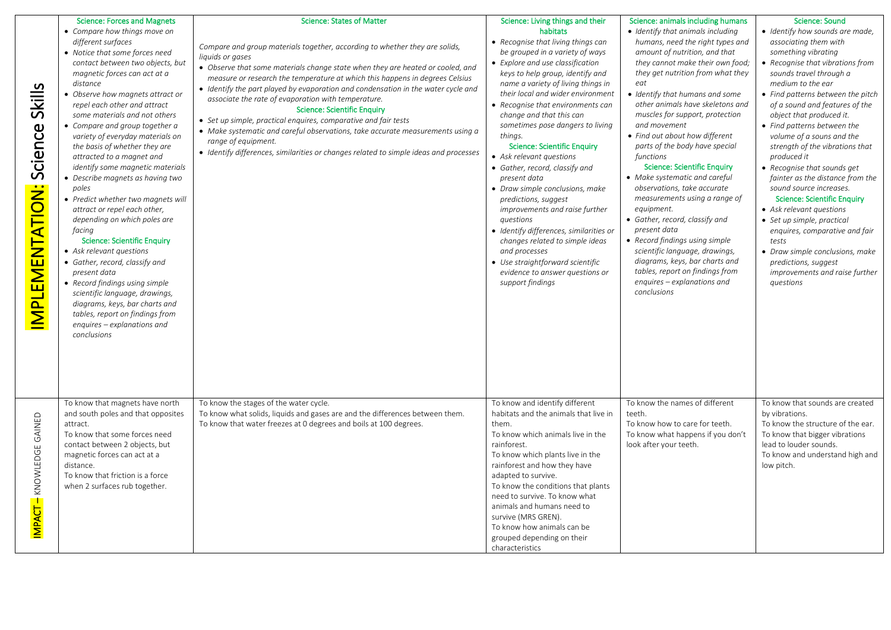| IMPLEMENTATION: Science Skills | Science: Forces and Magnets<br>• *Compare how things move on different surfaces*<br>• *Notice that some forces need contact between two objects, but magnetic forces can act at a distance*<br>• *Observe how magnets attract or repel each other and attract some materials and not others*<br>• *Compare and group together a variety of everyday materials on the basis of whether they are attracted to a magnet and identify some magnetic materials*<br>• *Describe magnets as having two poles*<br>• *Predict whether two magnets will attract or repel each other, depending on which poles are facing*<br>Science: Scientific Enquiry<br>• *Ask relevant questions*<br>• *Gather, record, classify and present data*<br>• *Record findings using simple scientific language, drawings, diagrams, keys, bar charts and tables, report on findings from enquires – explanations and conclusions* | Science: States of Matter<br>*Compare and group materials together, according to whether they are solids, liquids or gases*<br>• *Observe that some materials change state when they are heated or cooled, and measure or research the temperature at which this happens in degrees Celsius*<br>• *Identify the part played by evaporation and condensation in the water cycle and associate the rate of evaporation with temperature.*<br>Science: Scientific Enquiry<br>• *Set up simple, practical enquires, comparative and fair tests*<br>• *Make systematic and careful observations, take accurate measurements using a range of equipment.*<br>• *Identify differences, similarities or changes related to simple ideas and processes* | Science: Living things and their habitats<br>• *Recognise that living things can be grouped in a variety of ways*<br>• *Explore and use classification keys to help group, identify and name a variety of living things in their local and wider environment*<br>• *Recognise that environments can change and that this can sometimes pose dangers to living things.*<br>Science: Scientific Enquiry<br>• *Ask relevant questions*<br>• *Gather, record, classify and present data*<br>• *Draw simple conclusions, make predictions, suggest improvements and raise further questions*<br>• *Identify differences, similarities or changes related to simple ideas and processes*<br>• *Use straightforward scientific evidence to answer questions or support findings* | Science: animals including humans<br>• *Identify that animals including humans, need the right types and amount of nutrition, and that they cannot make their own food; they get nutrition from what they eat*<br>• *Identify that humans and some other animals have skeletons and muscles for support, protection and movement*<br>• *Find out about how different parts of the body have special functions*<br>Science: Scientific Enquiry<br>• *Make systematic and careful observations, take accurate measurements using a range of equipment.*<br>• *Gather, record, classify and present data*<br>• *Record findings using simple scientific language, drawings, diagrams, keys, bar charts and tables, report on findings from enquires – explanations and conclusions* | Science: Sound<br>• *Identify how sounds are made, associating them with something vibrating*<br>• *Recognise that vibrations from sounds travel through a medium to the ear*<br>• *Find patterns between the pitch of a sound and features of the object that produced it.*<br>• *Find patterns between the volume of a souns and the strength of the vibrations that produced it*<br>• *Recognise that sounds get fainter as the distance from the sound source increases.*<br>Science: Scientific Enquiry<br>• *Ask relevant questions*<br>• *Set up simple, practical enquires, comparative and fair tests*<br>• *Draw simple conclusions, make predictions, suggest improvements and raise further questions* |
|---|---|---|---|---|---|
| IMPACT – KNOWLEDGE GAINED | To know that magnets have north and south poles and that opposites attract.<br>To know that some forces need contact between 2 objects, but magnetic forces can act at a distance.<br>To know that friction is a force when 2 surfaces rub together. | To know the stages of the water cycle.<br>To know what solids, liquids and gases are and the differences between them.<br>To know that water freezes at 0 degrees and boils at 100 degrees. | To know and identify different habitats and the animals that live in them.<br>To know which animals live in the rainforest.<br>To know which plants live in the rainforest and how they have adapted to survive.<br>To know the conditions that plants need to survive. To know what animals and humans need to survive (MRS GREN).<br>To know how animals can be grouped depending on their characteristics | To know the names of different teeth.<br>To know how to care for teeth.<br>To know what happens if you don't look after your teeth. | To know that sounds are created by vibrations.<br>To know the structure of the ear.<br>To know that bigger vibrations lead to louder sounds.<br>To know and understand high and low pitch. |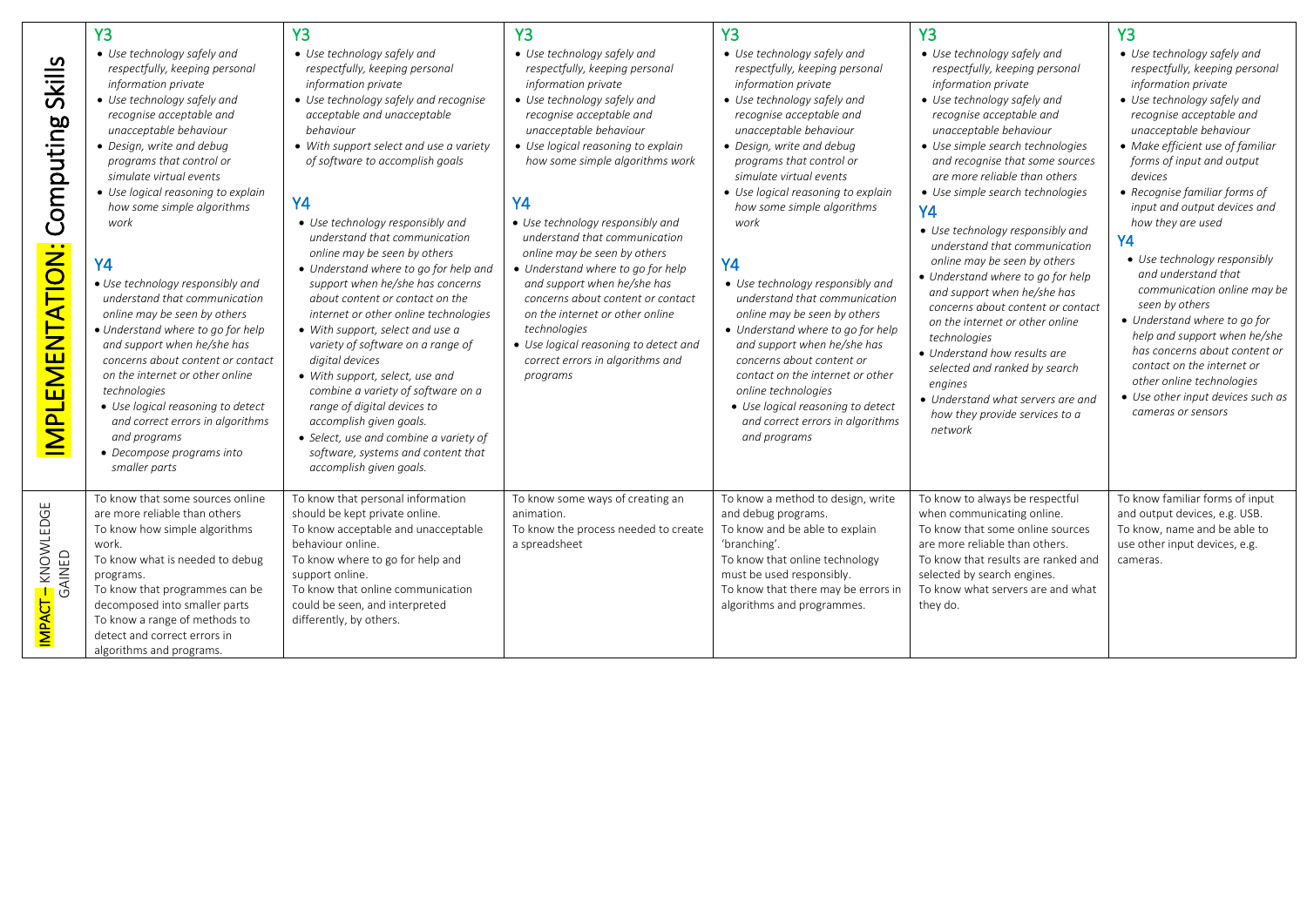| | | | | | | |
|---|---|---|---|---|---|---|
| **IMPLEMENTATION: Computing Skills** | **Y3**<br>• *Use technology safely and respectfully, keeping personal information private*<br>• *Use technology safely and recognise acceptable and unacceptable behaviour*<br>• *Design, write and debug programs that control or simulate virtual events*<br>• *Use logical reasoning to explain how some simple algorithms work*<br><br>**Y4**<br>• *Use technology responsibly and understand that communication online may be seen by others*<br>• *Understand where to go for help and support when he/she has concerns about content or contact on the internet or other online technologies*<br>• *Use logical reasoning to detect and correct errors in algorithms and programs*<br>• *Decompose programs into smaller parts* | **Y3**<br>• *Use technology safely and respectfully, keeping personal information private*<br>• *Use technology safely and recognise acceptable and unacceptable behaviour*<br>• *With support select and use a variety of software to accomplish goals*<br><br>**Y4**<br>• *Use technology responsibly and understand that communication online may be seen by others*<br>• *Understand where to go for help and support when he/she has concerns about content or contact on the internet or other online technologies*<br>• *With support, select and use a variety of software on a range of digital devices*<br>• *With support, select, use and combine a variety of software on a range of digital devices to accomplish given goals.*<br>• *Select, use and combine a variety of software, systems and content that accomplish given goals.* | **Y3**<br>• *Use technology safely and respectfully, keeping personal information private*<br>• *Use technology safely and recognise acceptable and unacceptable behaviour*<br>• *Use logical reasoning to explain how some simple algorithms work*<br><br>**Y4**<br>• *Use technology responsibly and understand that communication online may be seen by others*<br>• *Understand where to go for help and support when he/she has concerns about content or contact on the internet or other online technologies*<br>• *Use logical reasoning to detect and correct errors in algorithms and programs* | **Y3**<br>• *Use technology safely and respectfully, keeping personal information private*<br>• *Use technology safely and recognise acceptable and unacceptable behaviour*<br>• *Design, write and debug programs that control or simulate virtual events*<br>• *Use logical reasoning to explain how some simple algorithms work*<br><br>**Y4**<br>• *Use technology responsibly and understand that communication online may be seen by others*<br>• *Understand where to go for help and support when he/she has concerns about content or contact on the internet or other online technologies*<br>• *Use logical reasoning to detect and correct errors in algorithms and programs* | **Y3**<br>• *Use technology safely and respectfully, keeping personal information private*<br>• *Use technology safely and recognise acceptable and unacceptable behaviour*<br>• *Use simple search technologies and recognise that some sources are more reliable than others*<br>• *Use simple search technologies*<br><br>**Y4**<br>• *Use technology responsibly and understand that communication online may be seen by others*<br>• *Understand where to go for help and support when he/she has concerns about content or contact on the internet or other online technologies*<br>• *Understand how results are selected and ranked by search engines*<br>• *Understand what servers are and how they provide services to a network* | **Y3**<br>• *Use technology safely and respectfully, keeping personal information private*<br>• *Use technology safely and recognise acceptable and unacceptable behaviour*<br>• *Make efficient use of familiar forms of input and output devices*<br>• *Recognise familiar forms of input and output devices and how they are used*<br><br>**Y4**<br>• *Use technology responsibly and understand that communication online may be seen by others*<br>• *Understand where to go for help and support when he/she has concerns about content or contact on the internet or other online technologies*<br>• *Use other input devices such as cameras or sensors* |
| **IMPACT – KNOWLEDGE GAINED** | To know that some sources online are more reliable than others<br>To know how simple algorithms work.<br>To know what is needed to debug programs.<br>To know that programmes can be decomposed into smaller parts<br>To know a range of methods to detect and correct errors in algorithms and programs. | To know that personal information should be kept private online.<br>To know acceptable and unacceptable behaviour online.<br>To know where to go for help and support online.<br>To know that online communication could be seen, and interpreted differently, by others. | To know some ways of creating an animation.<br>To know the process needed to create a spreadsheet | To know a method to design, write and debug programs.<br>To know and be able to explain 'branching'.<br>To know that online technology must be used responsibly.<br>To know that there may be errors in algorithms and programmes. | To know to always be respectful when communicating online.<br>To know that some online sources are more reliable than others.<br>To know that results are ranked and selected by search engines.<br>To know what servers are and what they do. | To know familiar forms of input and output devices, e.g. USB.<br>To know, name and be able to use other input devices, e.g. cameras. |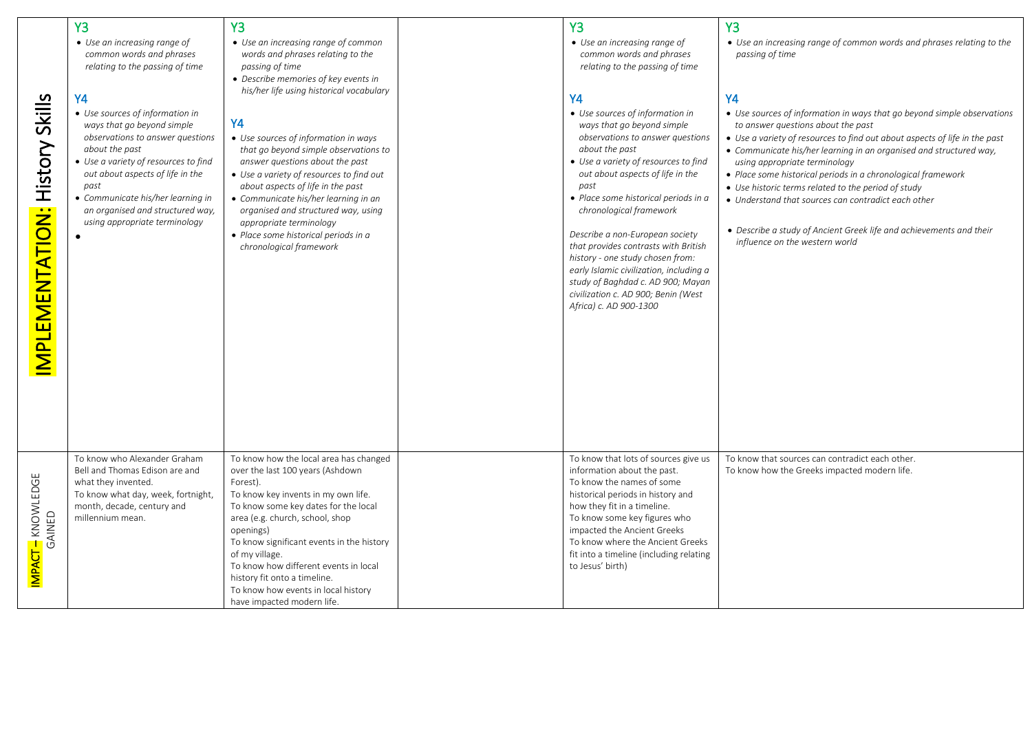| | | | | | |
|---|---|---|---|---|---|
| **IMPLEMENTATION: History Skills** | **Y3**<br>• *Use an increasing range of common words and phrases relating to the passing of time*<br><br>**Y4**<br>• *Use sources of information in ways that go beyond simple observations to answer questions about the past*<br>• *Use a variety of resources to find out about aspects of life in the past*<br>• *Communicate his/her learning in an organised and structured way, using appropriate terminology*<br>• | **Y3**<br>• *Use an increasing range of common words and phrases relating to the passing of time*<br>• *Describe memories of key events in his/her life using historical vocabulary*<br><br>**Y4**<br>• *Use sources of information in ways that go beyond simple observations to answer questions about the past*<br>• *Use a variety of resources to find out about aspects of life in the past*<br>• *Communicate his/her learning in an organised and structured way, using appropriate terminology*<br>• *Place some historical periods in a chronological framework* | | **Y3**<br>• *Use an increasing range of common words and phrases relating to the passing of time*<br><br>**Y4**<br>• *Use sources of information in ways that go beyond simple observations to answer questions about the past*<br>• *Use a variety of resources to find out about aspects of life in the past*<br>• *Place some historical periods in a chronological framework*<br><br>*Describe a non-European society that provides contrasts with British history - one study chosen from: early Islamic civilization, including a study of Baghdad c. AD 900; Mayan civilization c. AD 900; Benin (West Africa) c. AD 900-1300* | **Y3**<br>• *Use an increasing range of common words and phrases relating to the passing of time*<br><br>**Y4**<br>• *Use sources of information in ways that go beyond simple observations to answer questions about the past*<br>• *Use a variety of resources to find out about aspects of life in the past*<br>• *Communicate his/her learning in an organised and structured way, using appropriate terminology*<br>• *Place some historical periods in a chronological framework*<br>• *Use historic terms related to the period of study*<br>• *Understand that sources can contradict each other*<br><br>• *Describe a study of Ancient Greek life and achievements and their influence on the western world* |
| **IMPACT – KNOWLEDGE GAINED** | To know who Alexander Graham Bell and Thomas Edison are and what they invented.<br>To know what day, week, fortnight, month, decade, century and millennium mean. | To know how the local area has changed over the last 100 years (Ashdown Forest).<br>To know key invents in my own life.<br>To know some key dates for the local area (e.g. church, school, shop openings)<br>To know significant events in the history of my village.<br>To know how different events in local history fit onto a timeline.<br>To know how events in local history have impacted modern life. | | To know that lots of sources give us information about the past.<br>To know the names of some historical periods in history and how they fit in a timeline.<br>To know some key figures who impacted the Ancient Greeks<br>To know where the Ancient Greeks fit into a timeline (including relating to Jesus' birth) | To know that sources can contradict each other.<br>To know how the Greeks impacted modern life. |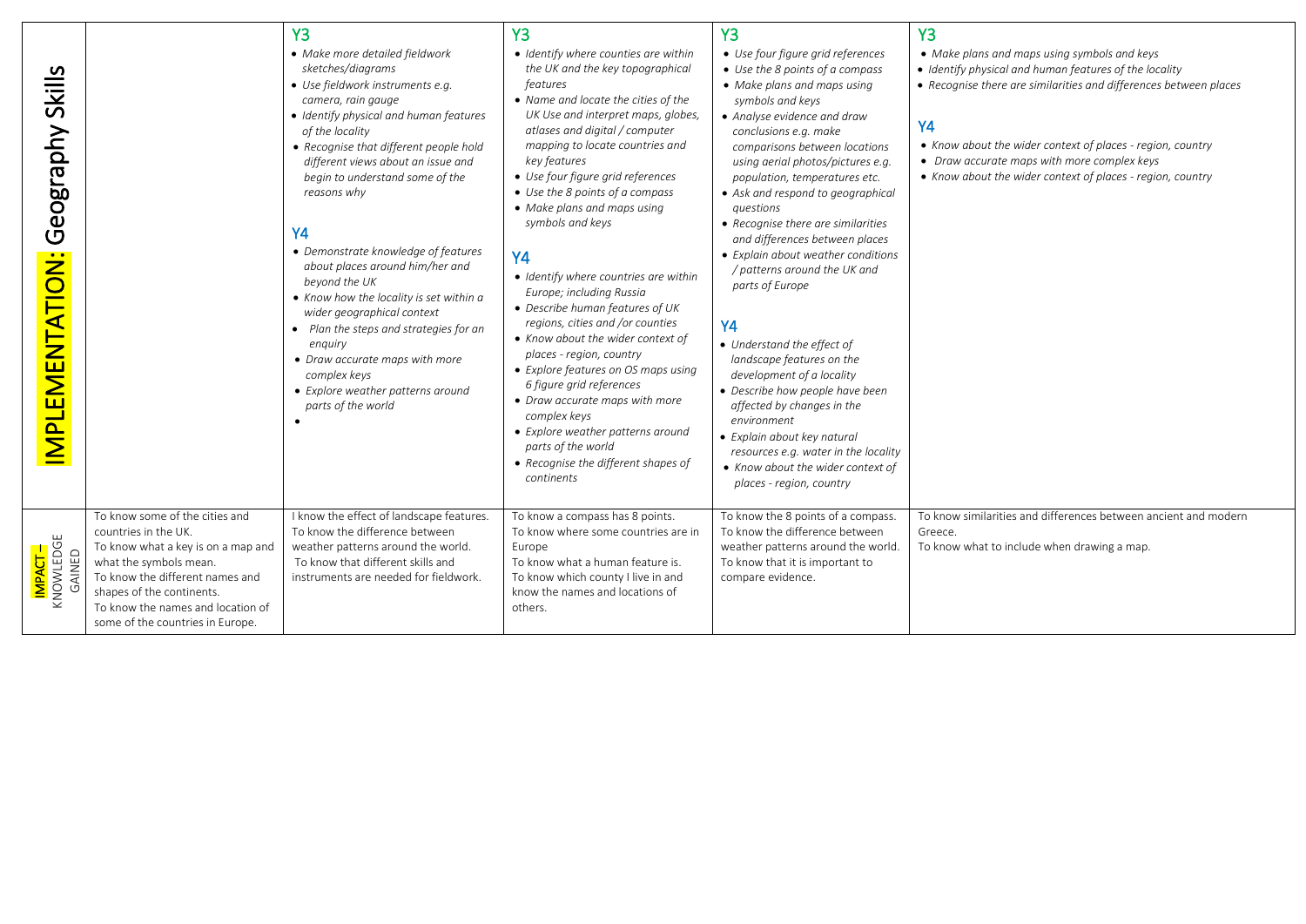| IMPLEMENTATION: Geography Skills | | **Y3**<br>• *Make more detailed fieldwork sketches/diagrams*<br>• *Use fieldwork instruments e.g. camera, rain gauge*<br>• *Identify physical and human features of the locality*<br>• *Recognise that different people hold different views about an issue and begin to understand some of the reasons why*<br><br>**Y4**<br>• *Demonstrate knowledge of features about places around him/her and beyond the UK*<br>• *Know how the locality is set within a wider geographical context*<br>• *Plan the steps and strategies for an enquiry*<br>• *Draw accurate maps with more complex keys*<br>• *Explore weather patterns around parts of the world*<br>• | **Y3**<br>• *Identify where counties are within the UK and the key topographical features*<br>• *Name and locate the cities of the UK Use and interpret maps, globes, atlases and digital / computer mapping to locate countries and key features*<br>• *Use four figure grid references*<br>• *Use the 8 points of a compass*<br>• *Make plans and maps using symbols and keys*<br><br>**Y4**<br>• *Identify where countries are within Europe; including Russia*<br>• *Describe human features of UK regions, cities and /or counties*<br>• *Know about the wider context of places - region, country*<br>• *Explore features on OS maps using 6 figure grid references*<br>• *Draw accurate maps with more complex keys*<br>• *Explore weather patterns around parts of the world*<br>• *Recognise the different shapes of continents* | **Y3**<br>• *Use four figure grid references*<br>• *Use the 8 points of a compass*<br>• *Make plans and maps using symbols and keys*<br>• *Analyse evidence and draw conclusions e.g. make comparisons between locations using aerial photos/pictures e.g. population, temperatures etc.*<br>• *Ask and respond to geographical questions*<br>• *Recognise there are similarities and differences between places*<br>• *Explain about weather conditions / patterns around the UK and parts of Europe*<br><br>**Y4**<br>• *Understand the effect of landscape features on the development of a locality*<br>• *Describe how people have been affected by changes in the environment*<br>• *Explain about key natural resources e.g. water in the locality*<br>• *Know about the wider context of places - region, country* | **Y3**<br>• *Make plans and maps using symbols and keys*<br>• *Identify physical and human features of the locality*<br>• *Recognise there are similarities and differences between places*<br><br>**Y4**<br>• *Know about the wider context of places - region, country*<br>• *Draw accurate maps with more complex keys*<br>• *Know about the wider context of places - region, country* |
|---|---|---|---|---|---|
| IMPACT – KNOWLEDGE GAINED | To know some of the cities and countries in the UK.<br>To know what a key is on a map and what the symbols mean.<br>To know the different names and shapes of the continents.<br>To know the names and location of some of the countries in Europe. | I know the effect of landscape features.<br>To know the difference between weather patterns around the world.<br>To know that different skills and instruments are needed for fieldwork. | To know a compass has 8 points.<br>To know where some countries are in Europe<br>To know what a human feature is.<br>To know which county I live in and know the names and locations of others. | To know the 8 points of a compass.<br>To know the difference between weather patterns around the world.<br>To know that it is important to compare evidence. | To know similarities and differences between ancient and modern Greece.<br>To know what to include when drawing a map. |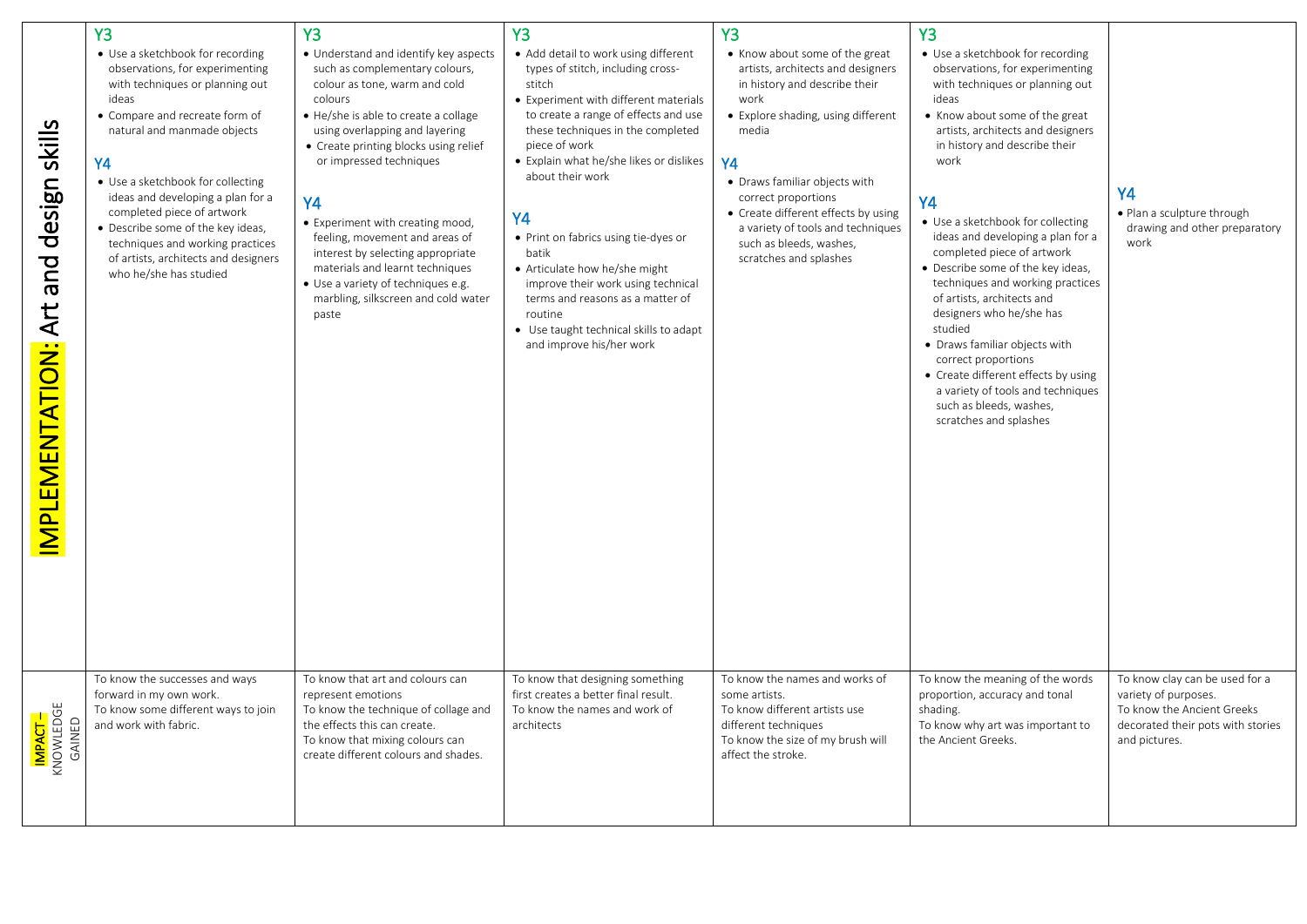| | | | | | | |
|---|---|---|---|---|---|---|
| **IMPLEMENTATION: Art and design skills** | **Y3**<br>• Use a sketchbook for recording observations, for experimenting with techniques or planning out ideas<br>• Compare and recreate form of natural and manmade objects<br><br>**Y4**<br>• Use a sketchbook for collecting ideas and developing a plan for a completed piece of artwork<br>• Describe some of the key ideas, techniques and working practices of artists, architects and designers who he/she has studied | **Y3**<br>• Understand and identify key aspects such as complementary colours, colour as tone, warm and cold colours<br>• He/she is able to create a collage using overlapping and layering<br>• Create printing blocks using relief or impressed techniques<br><br>**Y4**<br>• Experiment with creating mood, feeling, movement and areas of interest by selecting appropriate materials and learnt techniques<br>• Use a variety of techniques e.g. marbling, silkscreen and cold water paste | **Y3**<br>• Add detail to work using different types of stitch, including cross-stitch<br>• Experiment with different materials to create a range of effects and use these techniques in the completed piece of work<br>• Explain what he/she likes or dislikes about their work<br><br>**Y4**<br>• Print on fabrics using tie-dyes or batik<br>• Articulate how he/she might improve their work using technical terms and reasons as a matter of routine<br>• Use taught technical skills to adapt and improve his/her work | **Y3**<br>• Know about some of the great artists, architects and designers in history and describe their work<br>• Explore shading, using different media<br><br>**Y4**<br>• Draws familiar objects with correct proportions<br>• Create different effects by using a variety of tools and techniques such as bleeds, washes, scratches and splashes | **Y3**<br>• Use a sketchbook for recording observations, for experimenting with techniques or planning out ideas<br>• Know about some of the great artists, architects and designers in history and describe their work<br><br>**Y4**<br>• Use a sketchbook for collecting ideas and developing a plan for a completed piece of artwork<br>• Describe some of the key ideas, techniques and working practices of artists, architects and designers who he/she has studied<br>• Draws familiar objects with correct proportions<br>• Create different effects by using a variety of tools and techniques such as bleeds, washes, scratches and splashes | **Y4**<br>• Plan a sculpture through drawing and other preparatory work |
| **IMPACT – KNOWLEDGE GAINED** | To know the successes and ways forward in my own work.<br>To know some different ways to join and work with fabric. | To know that art and colours can represent emotions<br>To know the technique of collage and the effects this can create.<br>To know that mixing colours can create different colours and shades. | To know that designing something first creates a better final result.<br>To know the names and work of architects | To know the names and works of some artists.<br>To know different artists use different techniques<br>To know the size of my brush will affect the stroke. | To know the meaning of the words proportion, accuracy and tonal shading.<br>To know why art was important to the Ancient Greeks. | To know clay can be used for a variety of purposes.<br>To know the Ancient Greeks decorated their pots with stories and pictures. |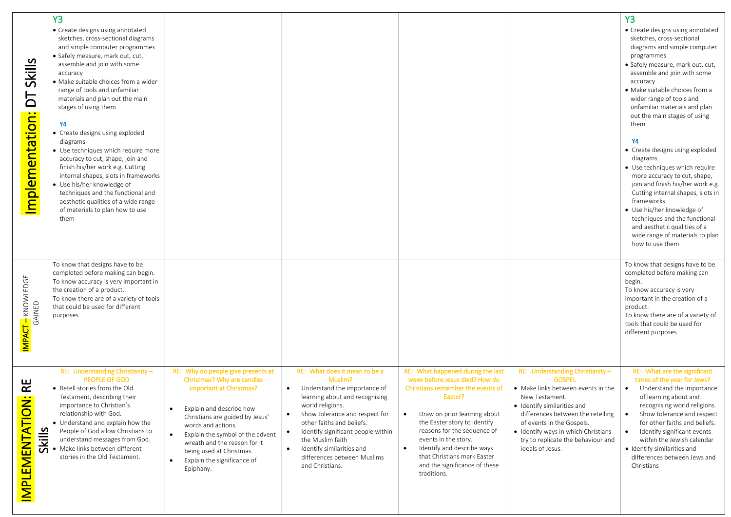| | | | | | | |
|---|---|---|---|---|---|---|
| **Implementation: DT Skills** | **Y3**<br>• Create designs using annotated sketches, cross-sectional diagrams and simple computer programmes<br>• Safely measure, mark out, cut, assemble and join with some accuracy<br>• Make suitable choices from a wider range of tools and unfamiliar materials and plan out the main stages of using them<br><br>**Y4**<br>• Create designs using exploded diagrams<br>• Use techniques which require more accuracy to cut, shape, join and finish his/her work e.g. Cutting internal shapes, slots in frameworks<br>• Use his/her knowledge of techniques and the functional and aesthetic qualities of a wide range of materials to plan how to use them | | | | | **Y3**<br>• Create designs using annotated sketches, cross-sectional diagrams and simple computer programmes<br>• Safely measure, mark out, cut, assemble and join with some accuracy<br>• Make suitable choices from a wider range of tools and unfamiliar materials and plan out the main stages of using them<br><br>**Y4**<br>• Create designs using exploded diagrams<br>• Use techniques which require more accuracy to cut, shape, join and finish his/her work e.g. Cutting internal shapes, slots in frameworks<br>• Use his/her knowledge of techniques and the functional and aesthetic qualities of a wide range of materials to plan how to use them |
| **IMPACT** – KNOWLEDGE GAINED | To know that designs have to be completed before making can begin.<br>To know accuracy is very important in the creation of a product.<br>To know there are of a variety of tools that could be used for different purposes. | | | | | To know that designs have to be completed before making can begin.<br>To know accuracy is very important in the creation of a product.<br>To know there are of a variety of tools that could be used for different purposes. |
| **IMPLEMENTATION: RE Skills** | RE: Understanding Christianity – PEOPLE OF GOD<br>• Retell stories from the Old Testament, describing their importance to Christian's relationship with God.<br>• Understand and explain how the People of God allow Christians to understand messages from God.<br>• Make links between different stories in the Old Testament. | RE: Why do people give presents at Christmas? Why are candles important at Christmas?<br>• Explain and describe how Christians are guided by Jesus' words and actions.<br>• Explain the symbol of the advent wreath and the reason for it being used at Christmas.<br>• Explain the significance of Epiphany. | RE: What does it mean to be a Muslim?<br>• Understand the importance of learning about and recognising world religions.<br>• Show tolerance and respect for other faiths and beliefs.<br>• Identify significant people within the Muslim faith<br>• Identify similarities and differences between Muslims and Christians. | RE: What happened during the last week before Jesus died? How do Christians remember the events of Easter?<br>• Draw on prior learning about the Easter story to identify reasons for the sequence of events in the story.<br>• Identify and describe ways that Christians mark Easter and the significance of these traditions. | RE: Understanding Christianity – GOSPEL<br>• Make links between events in the New Testament.<br>• Identify similarities and differences between the retelling of events in the Gospels.<br>• Identify ways in which Christians try to replicate the behaviour and ideals of Jesus. | RE: What are the significant times of the year for Jews?<br>• Understand the importance of learning about and recognising world religions.<br>• Show tolerance and respect for other faiths and beliefs.<br>• Identify significant events within the Jewish calendar<br>• Identify similarities and differences between Jews and Christians |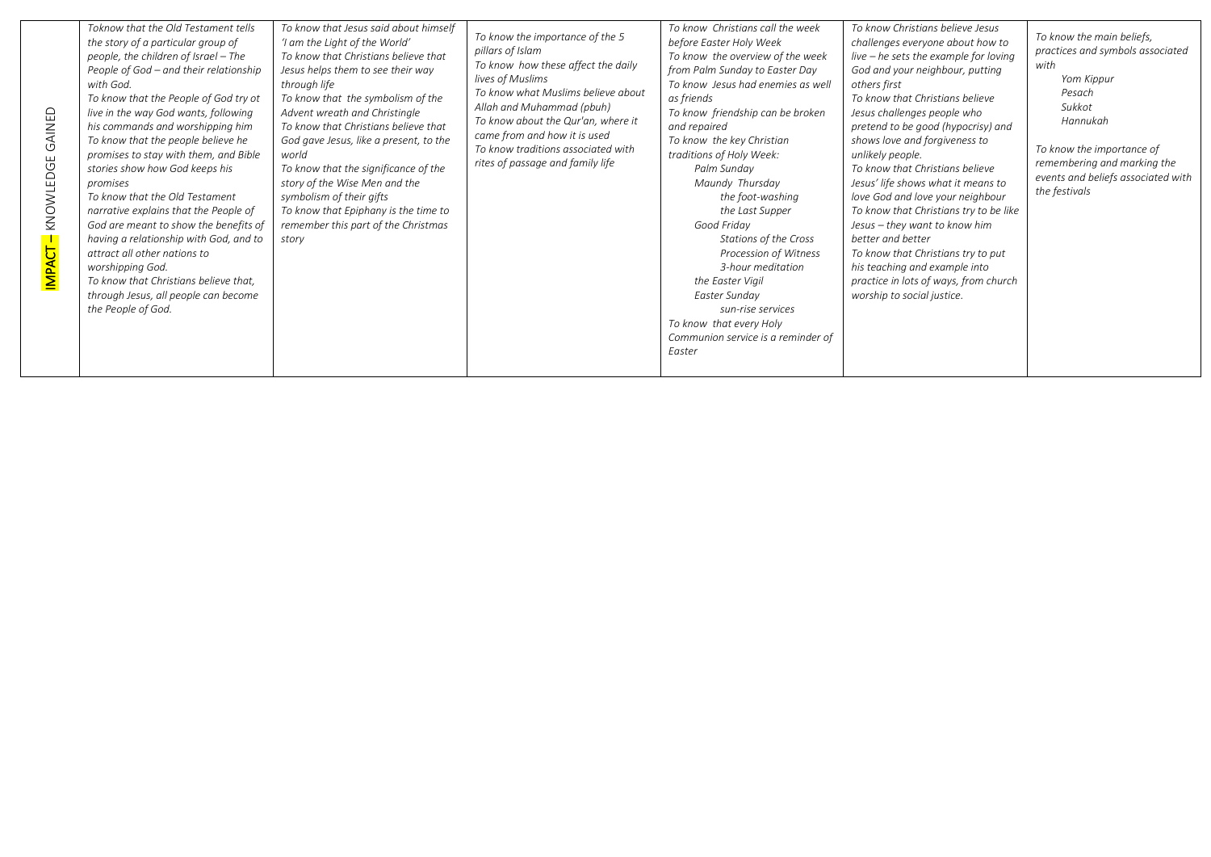| IMPACT – KNOWLEDGE GAINED | *Toknow that the Old Testament tells the story of a particular group of people, the children of Israel – The People of God – and their relationship with God.*<br>*To know that the People of God try ot live in the way God wants, following his commands and worshipping him*<br>*To know that the people believe he promises to stay with them, and Bible stories show how God keeps his promises*<br>*To know that the Old Testament narrative explains that the People of God are meant to show the benefits of having a relationship with God, and to attract all other nations to worshipping God.*<br>*To know that Christians believe that, through Jesus, all people can become the People of God.* | *To know that Jesus said about himself 'I am the Light of the World'*<br>*To know that Christians believe that Jesus helps them to see their way through life*<br>*To know that the symbolism of the Advent wreath and Christingle*<br>*To know that Christians believe that God gave Jesus, like a present, to the world*<br>*To know that the significance of the story of the Wise Men and the symbolism of their gifts*<br>*To know that Epiphany is the time to remember this part of the Christmas story* | *To know the importance of the 5 pillars of Islam*<br>*To know how these affect the daily lives of Muslims*<br>*To know what Muslims believe about Allah and Muhammad (pbuh)*<br>*To know about the Qur'an, where it came from and how it is used*<br>*To know traditions associated with rites of passage and family life* | *To know Christians call the week before Easter Holy Week*<br>*To know the overview of the week from Palm Sunday to Easter Day*<br>*To know Jesus had enemies as well as friends*<br>*To know friendship can be broken and repaired*<br>*To know the key Christian traditions of Holy Week:*<br>*Palm Sunday*<br>*Maundy Thursday*<br>*the foot-washing*<br>*the Last Supper*<br>*Good Friday*<br>*Stations of the Cross*<br>*Procession of Witness*<br>*3-hour meditation*<br>*the Easter Vigil*<br>*Easter Sunday*<br>*sun-rise services*<br>*To know that every Holy Communion service is a reminder of Easter* | *To know Christians believe Jesus challenges everyone about how to live – he sets the example for loving God and your neighbour, putting others first*<br>*To know that Christians believe Jesus challenges people who pretend to be good (hypocrisy) and shows love and forgiveness to unlikely people.*<br>*To know that Christians believe Jesus' life shows what it means to love God and love your neighbour*<br>*To know that Christians try to be like Jesus – they want to know him better and better*<br>*To know that Christians try to put his teaching and example into practice in lots of ways, from church worship to social justice.* | *To know the main beliefs, practices and symbols associated with*<br>*Yom Kippur*<br>*Pesach*<br>*Sukkot*<br>*Hannukah*<br><br>*To know the importance of remembering and marking the events and beliefs associated with the festivals* |
|---|---|---|---|---|---|---|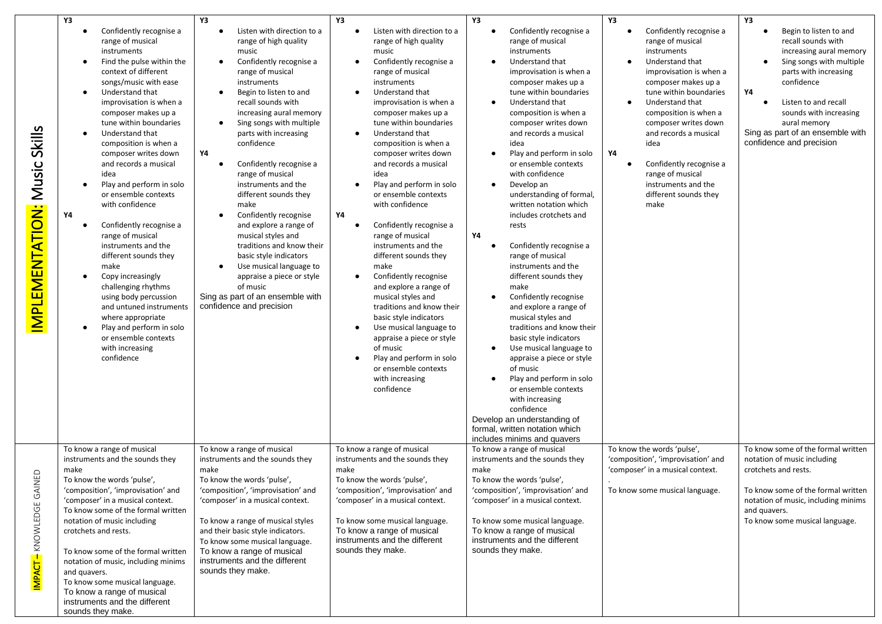| | | | | | | |
|---|---|---|---|---|---|---|
| **IMPLEMENTATION: Music Skills** | **Y3**<br>• Confidently recognise a range of musical instruments<br>• Find the pulse within the context of different songs/music with ease<br>• Understand that improvisation is when a composer makes up a tune within boundaries<br>• Understand that composition is when a composer writes down and records a musical idea<br>• Play and perform in solo or ensemble contexts with confidence<br>**Y4**<br>• Confidently recognise a range of musical instruments and the different sounds they make<br>• Copy increasingly challenging rhythms using body percussion and untuned instruments where appropriate<br>• Play and perform in solo or ensemble contexts with increasing confidence | **Y3**<br>• Listen with direction to a range of high quality music<br>• Confidently recognise a range of musical instruments<br>• Begin to listen to and recall sounds with increasing aural memory<br>• Sing songs with multiple parts with increasing confidence<br>**Y4**<br>• Confidently recognise a range of musical instruments and the different sounds they make<br>• Confidently recognise and explore a range of musical styles and traditions and know their basic style indicators<br>• Use musical language to appraise a piece or style of music<br>Sing as part of an ensemble with confidence and precision | **Y3**<br>• Listen with direction to a range of high quality music<br>• Confidently recognise a range of musical instruments<br>• Understand that improvisation is when a composer makes up a tune within boundaries<br>• Understand that composition is when a composer writes down and records a musical idea<br>• Play and perform in solo or ensemble contexts with confidence<br>**Y4**<br>• Confidently recognise a range of musical instruments and the different sounds they make<br>• Confidently recognise and explore a range of musical styles and traditions and know their basic style indicators<br>• Use musical language to appraise a piece or style of music<br>• Play and perform in solo or ensemble contexts with increasing confidence | **Y3**<br>• Confidently recognise a range of musical instruments<br>• Understand that improvisation is when a composer makes up a tune within boundaries<br>• Understand that composition is when a composer writes down and records a musical idea<br>• Play and perform in solo or ensemble contexts with confidence<br>• Develop an understanding of formal, written notation which includes crotchets and rests<br>**Y4**<br>• Confidently recognise a range of musical instruments and the different sounds they make<br>• Confidently recognise and explore a range of musical styles and traditions and know their basic style indicators<br>• Use musical language to appraise a piece or style of music<br>• Play and perform in solo or ensemble contexts with increasing confidence<br>Develop an understanding of formal, written notation which includes minims and quavers | **Y3**<br>• Confidently recognise a range of musical instruments<br>• Understand that improvisation is when a composer makes up a tune within boundaries<br>• Understand that composition is when a composer writes down and records a musical idea<br>**Y4**<br>• Confidently recognise a range of musical instruments and the different sounds they make | **Y3**<br>• Begin to listen to and recall sounds with increasing aural memory<br>• Sing songs with multiple parts with increasing confidence<br>**Y4**<br>• Listen to and recall sounds with increasing aural memory<br>Sing as part of an ensemble with confidence and precision |
| **IMPACT – KNOWLEDGE GAINED** | To know a range of musical instruments and the sounds they make<br>To know the words 'pulse', 'composition', 'improvisation' and 'composer' in a musical context.<br>To know some of the formal written notation of music including crotchets and rests.<br><br>To know some of the formal written notation of music, including minims and quavers.<br>To know some musical language.<br>To know a range of musical instruments and the different sounds they make. | To know a range of musical instruments and the sounds they make<br>To know the words 'pulse', 'composition', 'improvisation' and 'composer' in a musical context.<br><br>To know a range of musical styles and their basic style indicators.<br>To know some musical language.<br>To know a range of musical instruments and the different sounds they make. | To know a range of musical instruments and the sounds they make<br>To know the words 'pulse', 'composition', 'improvisation' and 'composer' in a musical context.<br><br>To know some musical language.<br>To know a range of musical instruments and the different sounds they make. | To know a range of musical instruments and the sounds they make<br>To know the words 'pulse', 'composition', 'improvisation' and 'composer' in a musical context.<br><br>To know some musical language.<br>To know a range of musical instruments and the different sounds they make. | To know the words 'pulse', 'composition', 'improvisation' and 'composer' in a musical context.<br>.<br>To know some musical language. | To know some of the formal written notation of music including crotchets and rests.<br><br>To know some of the formal written notation of music, including minims and quavers.<br>To know some musical language. |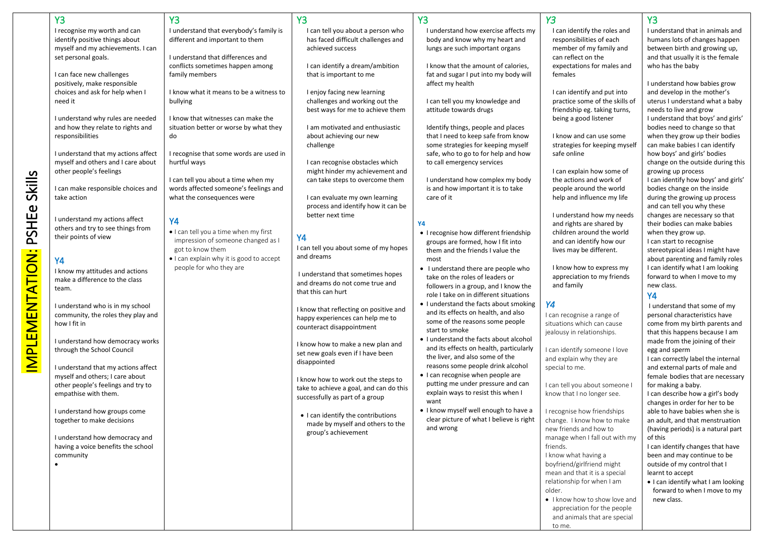# IMPLEMENTATION: PSHEe Skills

## Y3

I recognise my worth and can identify positive things about myself and my achievements. I can set personal goals.

I can face new challenges positively, make responsible choices and ask for help when I need it

I understand why rules are needed and how they relate to rights and responsibilities

I understand that my actions affect myself and others and I care about other people's feelings

I can make responsible choices and take action

I understand my actions affect others and try to see things from their points of view

## Y4

I know my attitudes and actions make a difference to the class team.

I understand who is in my school community, the roles they play and how I fit in

I understand how democracy works through the School Council

I understand that my actions affect myself and others; I care about other people's feelings and try to empathise with them.

I understand how groups come together to make decisions

I understand how democracy and having a voice benefits the school community

- 

## Y3

I understand that everybody's family is different and important to them

I understand that differences and conflicts sometimes happen among family members

I know what it means to be a witness to bullying

I know that witnesses can make the situation better or worse by what they do

I recognise that some words are used in hurtful ways

I can tell you about a time when my words affected someone's feelings and what the consequences were

## Y4

- I can tell you a time when my first impression of someone changed as I got to know them
- I can explain why it is good to accept people for who they are

## Y3

I can tell you about a person who has faced difficult challenges and achieved success

I can identify a dream/ambition that is important to me

I enjoy facing new learning challenges and working out the best ways for me to achieve them

I am motivated and enthusiastic about achieving our new challenge

I can recognise obstacles which might hinder my achievement and can take steps to overcome them

I can evaluate my own learning process and identify how it can be better next time

## Y4

I can tell you about some of my hopes and dreams

I understand that sometimes hopes and dreams do not come true and that this can hurt

I know that reflecting on positive and happy experiences can help me to counteract disappointment

I know how to make a new plan and set new goals even if I have been disappointed

I know how to work out the steps to take to achieve a goal, and can do this successfully as part of a group

- I can identify the contributions made by myself and others to the group's achievement

## Y3

I understand how exercise affects my body and know why my heart and lungs are such important organs

I know that the amount of calories, fat and sugar I put into my body will affect my health

I can tell you my knowledge and attitude towards drugs

Identify things, people and places that I need to keep safe from know some strategies for keeping myself safe, who to go to for help and how to call emergency services

I understand how complex my body is and how important it is to take care of it

## Y4

- I recognise how different friendship groups are formed, how I fit into them and the friends I value the most
- I understand there are people who take on the roles of leaders or followers in a group, and I know the role I take on in different situations
- I understand the facts about smoking and its effects on health, and also some of the reasons some people start to smoke
- I understand the facts about alcohol and its effects on health, particularly the liver, and also some of the reasons some people drink alcohol
- I can recognise when people are putting me under pressure and can explain ways to resist this when I want
- I know myself well enough to have a clear picture of what I believe is right and wrong

## Y3

I can identify the roles and responsibilities of each member of my family and can reflect on the expectations for males and females

I can identify and put into practice some of the skills of friendship eg. taking turns, being a good listener

I know and can use some strategies for keeping myself safe online

I can explain how some of the actions and work of people around the world help and influence my life

I understand how my needs and rights are shared by children around the world and can identify how our lives may be different.

I know how to express my appreciation to my friends and family

## Y4

I can recognise a range of situations which can cause jealousy in relationships.

I can identify someone I love and explain why they are special to me.

I can tell you about someone I know that I no longer see.

I recognise how friendships change. I know how to make new friends and how to manage when I fall out with my friends.

I know what having a boyfriend/girlfriend might mean and that it is a special relationship for when I am older.

- I know how to show love and appreciation for the people and animals that are special to me.

## Y3

I understand that in animals and humans lots of changes happen between birth and growing up, and that usually it is the female who has the baby

I understand how babies grow and develop in the mother's uterus I understand what a baby needs to live and grow

I understand that boys' and girls' bodies need to change so that when they grow up their bodies can make babies I can identify how boys' and girls' bodies change on the outside during this growing up process

I can identify how boys' and girls' bodies change on the inside during the growing up process and can tell you why these changes are necessary so that their bodies can make babies when they grow up.

I can start to recognise stereotypical ideas I might have about parenting and family roles

I can identify what I am looking forward to when I move to my new class.

## Y4

I understand that some of my personal characteristics have come from my birth parents and that this happens because I am made from the joining of their egg and sperm

I can correctly label the internal and external parts of male and female bodies that are necessary for making a baby.

I can describe how a girl's body changes in order for her to be able to have babies when she is an adult, and that menstruation (having periods) is a natural part of this

I can identify changes that have been and may continue to be outside of my control that I learnt to accept

- I can identify what I am looking forward to when I move to my new class.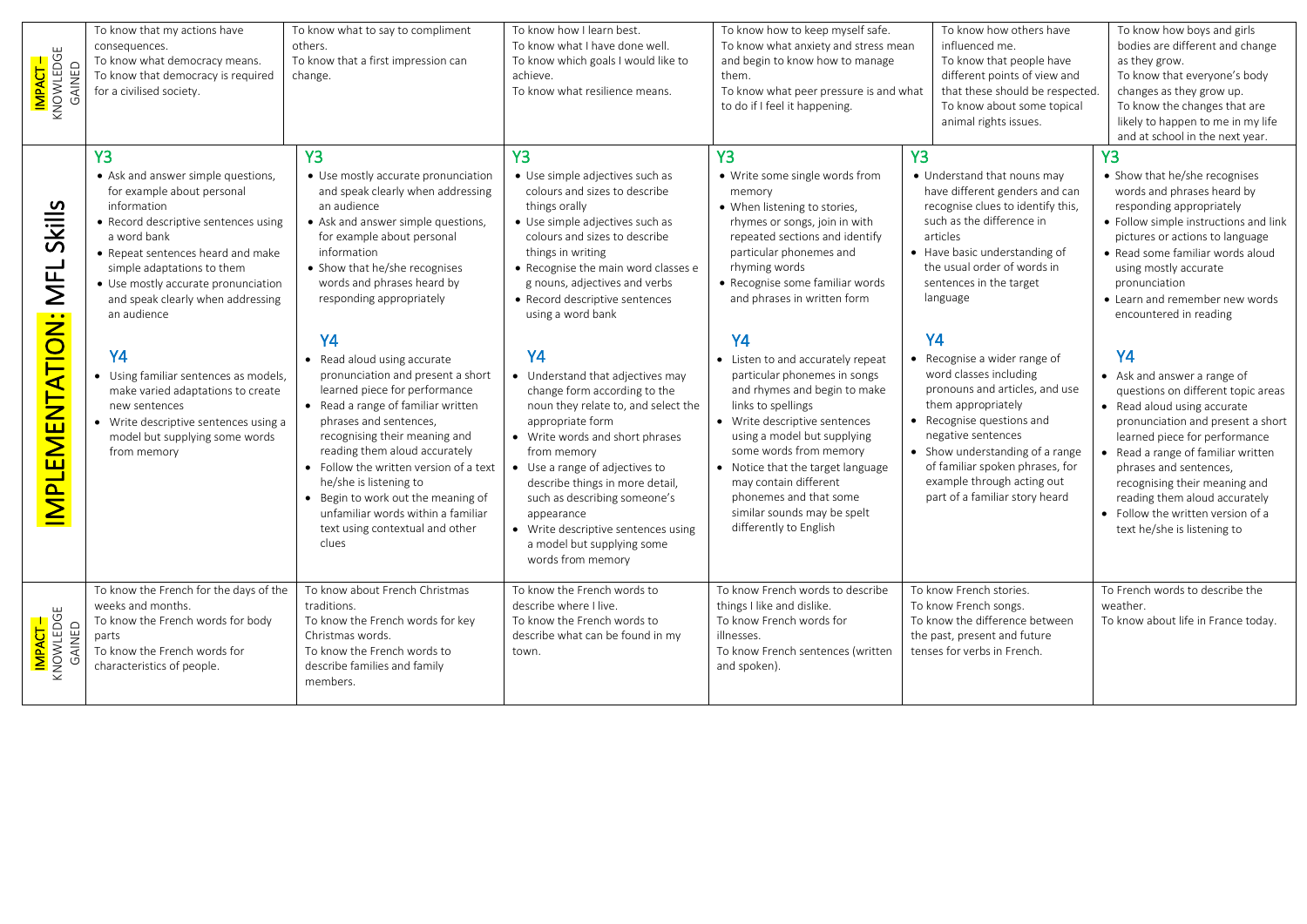| | | | | | | |
|---|---|---|---|---|---|---|
| **IMPACT – KNOWLEDGE GAINED** | To know that my actions have consequences.<br>To know what democracy means.<br>To know that democracy is required for a civilised society. | To know what to say to compliment others.<br>To know that a first impression can change. | To know how I learn best.<br>To know what I have done well.<br>To know which goals I would like to achieve.<br>To know what resilience means. | To know how to keep myself safe.<br>To know what anxiety and stress mean and begin to know how to manage them.<br>To know what peer pressure is and what to do if I feel it happening. | To know how others have influenced me.<br>To know that people have different points of view and that these should be respected.<br>To know about some topical animal rights issues. | To know how boys and girls bodies are different and change as they grow.<br>To know that everyone's body changes as they grow up.<br>To know the changes that are likely to happen to me in my life and at school in the next year. |
| **IMPLEMENTATION: MFL Skills** | **Y3**<br>• Ask and answer simple questions, for example about personal information<br>• Record descriptive sentences using a word bank<br>• Repeat sentences heard and make simple adaptations to them<br>• Use mostly accurate pronunciation and speak clearly when addressing an audience<br><br>**Y4**<br>• Using familiar sentences as models, make varied adaptations to create new sentences<br>• Write descriptive sentences using a model but supplying some words from memory | **Y3**<br>• Use mostly accurate pronunciation and speak clearly when addressing an audience<br>• Ask and answer simple questions, for example about personal information<br>• Show that he/she recognises words and phrases heard by responding appropriately<br><br>**Y4**<br>• Read aloud using accurate pronunciation and present a short learned piece for performance<br>• Read a range of familiar written phrases and sentences, recognising their meaning and reading them aloud accurately<br>• Follow the written version of a text he/she is listening to<br>• Begin to work out the meaning of unfamiliar words within a familiar text using contextual and other clues | **Y3**<br>• Use simple adjectives such as colours and sizes to describe things orally<br>• Use simple adjectives such as colours and sizes to describe things in writing<br>• Recognise the main word classes e g nouns, adjectives and verbs<br>• Record descriptive sentences using a word bank<br><br>**Y4**<br>• Understand that adjectives may change form according to the noun they relate to, and select the appropriate form<br>• Write words and short phrases from memory<br>• Use a range of adjectives to describe things in more detail, such as describing someone's appearance<br>• Write descriptive sentences using a model but supplying some words from memory | **Y3**<br>• Write some single words from memory<br>• When listening to stories, rhymes or songs, join in with repeated sections and identify particular phonemes and rhyming words<br>• Recognise some familiar words and phrases in written form<br><br>**Y4**<br>• Listen to and accurately repeat particular phonemes in songs and rhymes and begin to make links to spellings<br>• Write descriptive sentences using a model but supplying some words from memory<br>• Notice that the target language may contain different phonemes and that some similar sounds may be spelt differently to English | **Y3**<br>• Understand that nouns may have different genders and can recognise clues to identify this, such as the difference in articles<br>• Have basic understanding of the usual order of words in sentences in the target language<br><br>**Y4**<br>• Recognise a wider range of word classes including pronouns and articles, and use them appropriately<br>• Recognise questions and negative sentences<br>• Show understanding of a range of familiar spoken phrases, for example through acting out part of a familiar story heard | **Y3**<br>• Show that he/she recognises words and phrases heard by responding appropriately<br>• Follow simple instructions and link pictures or actions to language<br>• Read some familiar words aloud using mostly accurate pronunciation<br>• Learn and remember new words encountered in reading<br><br>**Y4**<br>• Ask and answer a range of questions on different topic areas<br>• Read aloud using accurate pronunciation and present a short learned piece for performance<br>• Read a range of familiar written phrases and sentences, recognising their meaning and reading them aloud accurately<br>• Follow the written version of a text he/she is listening to |
| **IMPACT – KNOWLEDGE GAINED** | To know the French for the days of the weeks and months.<br>To know the French words for body parts<br>To know the French words for characteristics of people. | To know about French Christmas traditions.<br>To know the French words for key Christmas words.<br>To know the French words to describe families and family members. | To know the French words to describe where I live.<br>To know the French words to describe what can be found in my town. | To know French words to describe things I like and dislike.<br>To know French words for illnesses.<br>To know French sentences (written and spoken). | To know French stories.<br>To know French songs.<br>To know the difference between the past, present and future tenses for verbs in French. | To French words to describe the weather.<br>To know about life in France today. |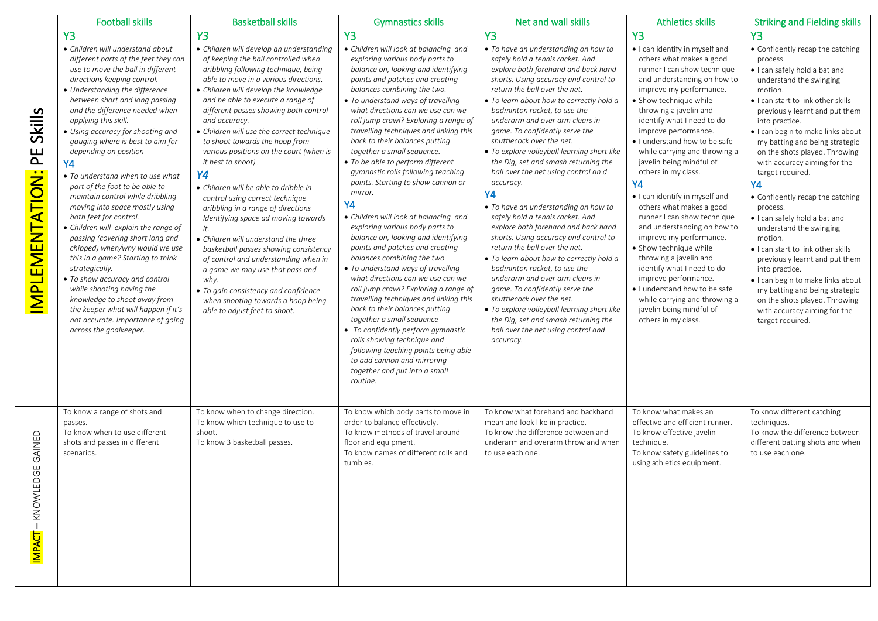| | Football skills | Basketball skills | Gymnastics skills | Net and wall skills | Athletics skills | Striking and Fielding skills |
|---|---|---|---|---|---|---|
| IMPLEMENTATION: PE Skills | **Y3**<br>• *Children will understand about different parts of the feet they can use to move the ball in different directions keeping control.*<br>• *Understanding the difference between short and long passing and the difference needed when applying this skill.*<br>• *Using accuracy for shooting and gauging where is best to aim for depending on position*<br>**Y4**<br>• *To understand when to use what part of the foot to be able to maintain control while dribbling moving into space mostly using both feet for control.*<br>• *Children will explain the range of passing (covering short long and chipped) when/why would we use this in a game? Starting to think strategically.*<br>• *To show accuracy and control while shooting having the knowledge to shoot away from the keeper what will happen if it's not accurate. Importance of going across the goalkeeper.* | ***Y3***<br>• *Children will develop an understanding of keeping the ball controlled when dribbling following technique, being able to move in a various directions.*<br>• *Children will develop the knowledge and be able to execute a range of different passes showing both control and accuracy.*<br>• *Children will use the correct technique to shoot towards the hoop from various positions on the court (when is it best to shoot)*<br>***Y4***<br>• *Children will be able to dribble in control using correct technique dribbling in a range of directions Identifying space ad moving towards it.*<br>• *Children will understand the three basketball passes showing consistency of control and understanding when in a game we may use that pass and why.*<br>• *To gain consistency and confidence when shooting towards a hoop being able to adjust feet to shoot.* | **Y3**<br>• *Children will look at balancing and exploring various body parts to balance on, looking and identifying points and patches and creating balances combining the two.*<br>• *To understand ways of travelling what directions can we use can we roll jump crawl? Exploring a range of travelling techniques and linking this back to their balances putting together a small sequence.*<br>• *To be able to perform different gymnastic rolls following teaching points. Starting to show cannon or mirror.*<br>**Y4**<br>• *Children will look at balancing and exploring various body parts to balance on, looking and identifying points and patches and creating balances combining the two*<br>• *To understand ways of travelling what directions can we use can we roll jump crawl? Exploring a range of travelling techniques and linking this back to their balances putting together a small sequence*<br>• *To confidently perform gymnastic rolls showing technique and following teaching points being able to add cannon and mirroring together and put into a small routine.* | **Y3**<br>• *To have an understanding on how to safely hold a tennis racket. And explore both forehand and back hand shorts. Using accuracy and control to return the ball over the net.*<br>• *To learn about how to correctly hold a badminton racket, to use the underarm and over arm clears in game. To confidently serve the shuttlecock over the net.*<br>• *To explore volleyball learning short like the Dig, set and smash returning the ball over the net using control an d accuracy.*<br>**Y4**<br>• *To have an understanding on how to safely hold a tennis racket. And explore both forehand and back hand shorts. Using accuracy and control to return the ball over the net.*<br>• *To learn about how to correctly hold a badminton racket, to use the underarm and over arm clears in game. To confidently serve the shuttlecock over the net.*<br>• *To explore volleyball learning short like the Dig, set and smash returning the ball over the net using control and accuracy.* | **Y3**<br>• I can identify in myself and others what makes a good runner I can show technique and understanding on how to improve my performance.<br>• Show technique while throwing a javelin and identify what I need to do improve performance.<br>• I understand how to be safe while carrying and throwing a javelin being mindful of others in my class.<br>**Y4**<br>• I can identify in myself and others what makes a good runner I can show technique and understanding on how to improve my performance.<br>• Show technique while throwing a javelin and identify what I need to do improve performance.<br>• I understand how to be safe while carrying and throwing a javelin being mindful of others in my class. | **Y3**<br>• Confidently recap the catching process.<br>• I can safely hold a bat and understand the swinging motion.<br>• I can start to link other skills previously learnt and put them into practice.<br>• I can begin to make links about my batting and being strategic on the shots played. Throwing with accuracy aiming for the target required.<br>**Y4**<br>• Confidently recap the catching process.<br>• I can safely hold a bat and understand the swinging motion.<br>• I can start to link other skills previously learnt and put them into practice.<br>• I can begin to make links about my batting and being strategic on the shots played. Throwing with accuracy aiming for the target required. |
| IMPACT – KNOWLEDGE GAINED | To know a range of shots and passes.<br>To know when to use different shots and passes in different scenarios. | To know when to change direction.<br>To know which technique to use to shoot.<br>To know 3 basketball passes. | To know which body parts to move in order to balance effectively.<br>To know methods of travel around floor and equipment.<br>To know names of different rolls and tumbles. | To know what forehand and backhand mean and look like in practice.<br>To know the difference between and underarm and overarm throw and when to use each one. | To know what makes an effective and efficient runner.<br>To know effective javelin technique.<br>To know safety guidelines to using athletics equipment. | To know different catching techniques.<br>To know the difference between different batting shots and when to use each one. |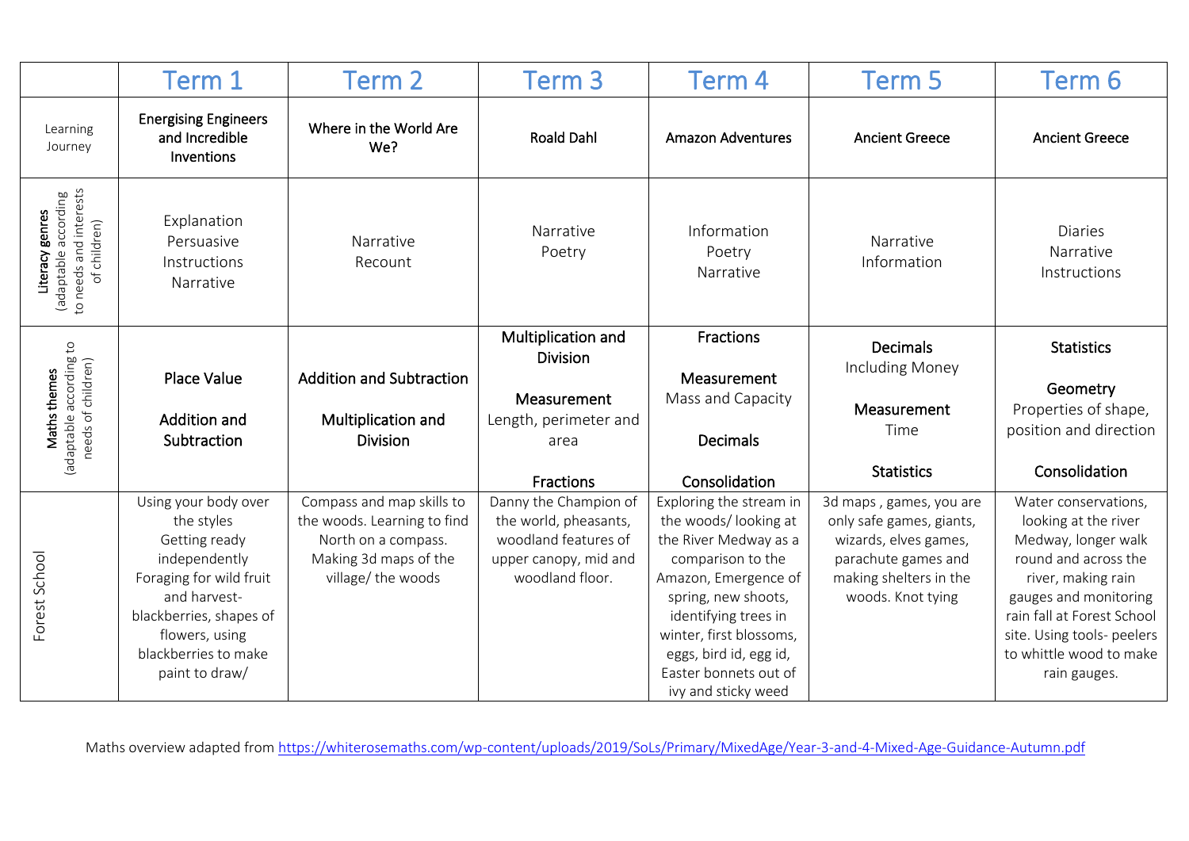| | Term 1 | Term 2 | Term 3 | Term 4 | Term 5 | Term 6 |
|---|---|---|---|---|---|---|
| Learning Journey | **Energising Engineers and Incredible Inventions** | **Where in the World Are We?** | **Roald Dahl** | **Amazon Adventures** | **Ancient Greece** | **Ancient Greece** |
| **Literacy genres** (adaptable according to needs and interests of children) | Explanation<br>Persuasive<br>Instructions<br>Narrative | Narrative<br>Recount | Narrative<br>Poetry | Information<br>Poetry<br>Narrative | Narrative<br>Information | Diaries<br>Narrative<br>Instructions |
| **Maths themes** (adaptable according to needs of children) | **Place Value**<br><br>**Addition and Subtraction** | **Addition and Subtraction**<br><br>**Multiplication and Division** | **Multiplication and Division**<br><br>**Measurement** Length, perimeter and area<br><br>**Fractions** | **Fractions**<br><br>**Measurement** Mass and Capacity<br><br>**Decimals**<br><br>**Consolidation** | **Decimals** Including Money<br><br>**Measurement** Time<br><br>**Statistics** | **Statistics**<br><br>**Geometry** Properties of shape, position and direction<br><br>**Consolidation** |
| Forest School | Using your body over the styles Getting ready independently Foraging for wild fruit and harvest-blackberries, shapes of flowers, using blackberries to make paint to draw/ | Compass and map skills to the woods. Learning to find North on a compass. Making 3d maps of the village/ the woods | Danny the Champion of the world, pheasants, woodland features of upper canopy, mid and woodland floor. | Exploring the stream in the woods/ looking at the River Medway as a comparison to the Amazon, Emergence of spring, new shoots, identifying trees in winter, first blossoms, eggs, bird id, egg id, Easter bonnets out of ivy and sticky weed | 3d maps , games, you are only safe games, giants, wizards, elves games, parachute games and making shelters in the woods. Knot tying | Water conservations, looking at the river Medway, longer walk round and across the river, making rain gauges and monitoring rain fall at Forest School site. Using tools- peelers to whittle wood to make rain gauges. |

Maths overview adapted from https://whiterosemaths.com/wp-content/uploads/2019/SoLs/Primary/MixedAge/Year-3-and-4-Mixed-Age-Guidance-Autumn.pdf